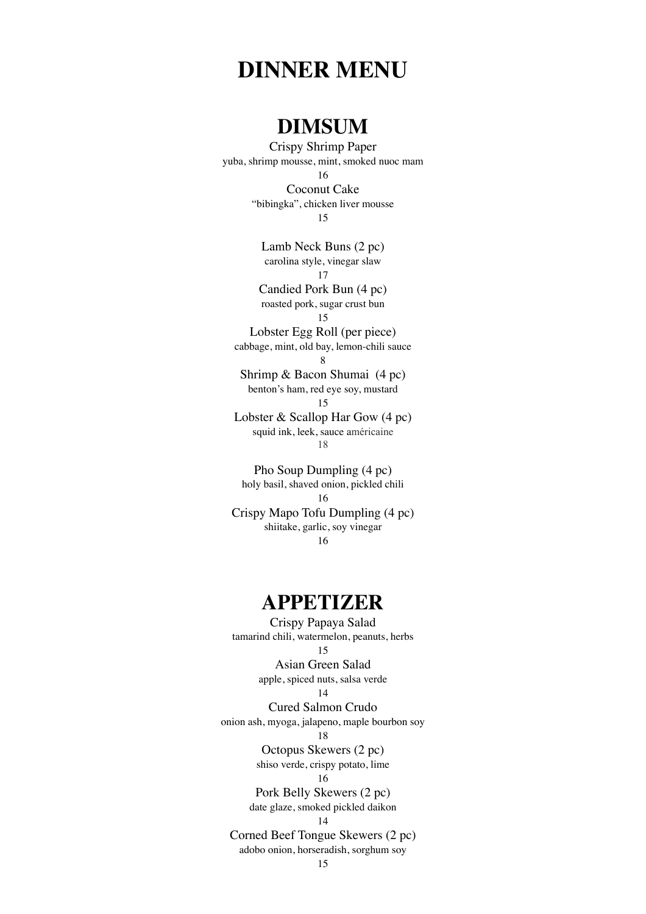# DINNER MENU

## DIMSUM

Crispy Shrimp Paper
yuba, shrimp mousse, mint, smoked nuoc mam
16

Coconut Cake
“bibingka”, chicken liver mousse
15

Lamb Neck Buns (2 pc)
carolina style, vinegar slaw
17

Candied Pork Bun (4 pc)
roasted pork, sugar crust bun
15

Lobster Egg Roll (per piece)
cabbage, mint, old bay, lemon-chili sauce
8

Shrimp & Bacon Shumai (4 pc)
benton’s ham, red eye soy, mustard
15

Lobster & Scallop Har Gow (4 pc)
squid ink, leek, sauce américaine
18

Pho Soup Dumpling (4 pc)
holy basil, shaved onion, pickled chili
16

Crispy Mapo Tofu Dumpling (4 pc)
shiitake, garlic, soy vinegar
16

## APPETIZER

Crispy Papaya Salad
tamarind chili, watermelon, peanuts, herbs
15

Asian Green Salad
apple, spiced nuts, salsa verde
14

Cured Salmon Crudo
onion ash, myoga, jalapeno, maple bourbon soy
18

Octopus Skewers (2 pc)
shiso verde, crispy potato, lime
16

Pork Belly Skewers (2 pc)
date glaze, smoked pickled daikon
14

Corned Beef Tongue Skewers (2 pc)
adobo onion, horseradish, sorghum soy
15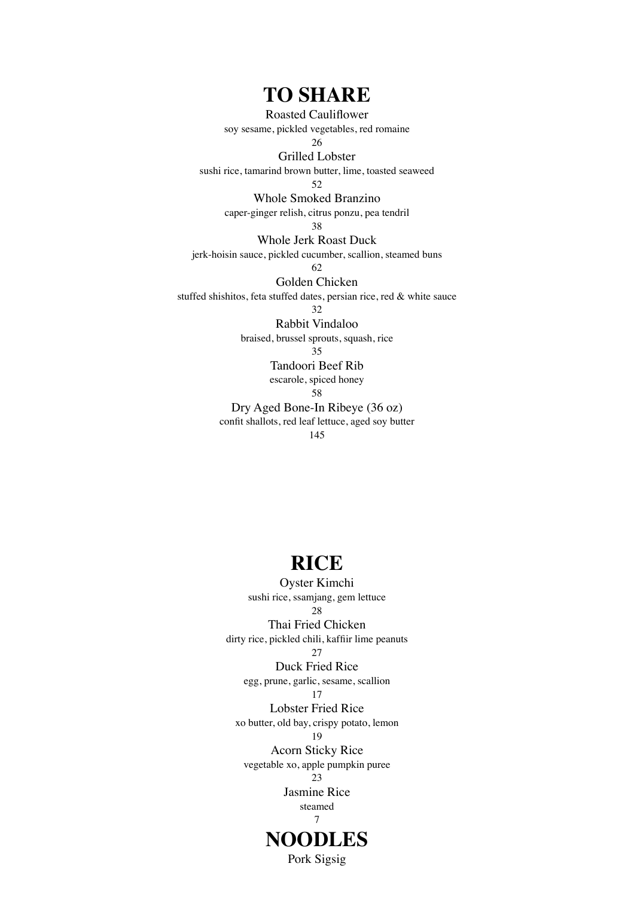# TO SHARE

Roasted Cauliflower

soy sesame, pickled vegetables, red romaine

26

Grilled Lobster

sushi rice, tamarind brown butter, lime, toasted seaweed

52

Whole Smoked Branzino

caper-ginger relish, citrus ponzu, pea tendril

38

Whole Jerk Roast Duck

jerk-hoisin sauce, pickled cucumber, scallion, steamed buns

62

Golden Chicken

stuffed shishitos, feta stuffed dates, persian rice, red & white sauce

32

Rabbit Vindaloo

braised, brussel sprouts, squash, rice

35

Tandoori Beef Rib

escarole, spiced honey

58

Dry Aged Bone-In Ribeye (36 oz)

confit shallots, red leaf lettuce, aged soy butter

145

# RICE

Oyster Kimchi

sushi rice, ssamjang, gem lettuce

28

Thai Fried Chicken

dirty rice, pickled chili, kaffiir lime peanuts

27

Duck Fried Rice

egg, prune, garlic, sesame, scallion

17

Lobster Fried Rice

xo butter, old bay, crispy potato, lemon

19

Acorn Sticky Rice

vegetable xo, apple pumpkin puree

23

Jasmine Rice

steamed

7

# NOODLES

Pork Sigsig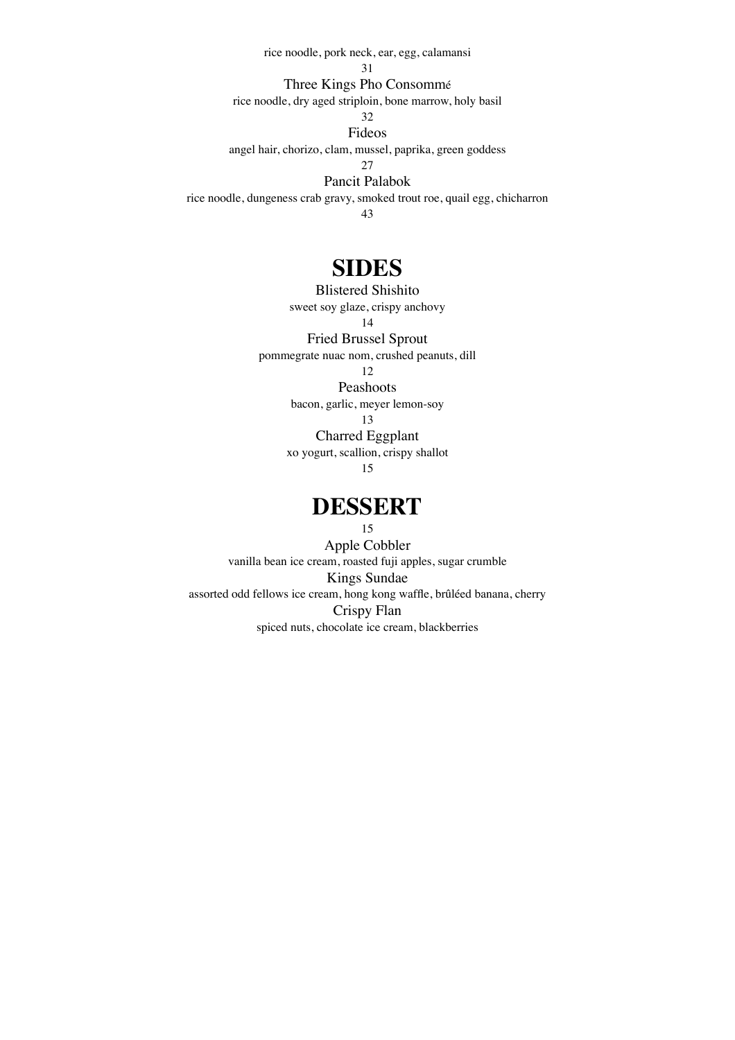rice noodle, pork neck, ear, egg, calamansi

31

Three Kings Pho Consommé

rice noodle, dry aged striploin, bone marrow, holy basil

32

Fideos

angel hair, chorizo, clam, mussel, paprika, green goddess

27

Pancit Palabok

rice noodle, dungeness crab gravy, smoked trout roe, quail egg, chicharron

43

# SIDES

Blistered Shishito

sweet soy glaze, crispy anchovy

14

Fried Brussel Sprout

pommegrate nuac nom, crushed peanuts, dill

12

Peashoots

bacon, garlic, meyer lemon-soy

13

Charred Eggplant

xo yogurt, scallion, crispy shallot

15

# DESSERT

15

Apple Cobbler

vanilla bean ice cream, roasted fuji apples, sugar crumble

Kings Sundae

assorted odd fellows ice cream, hong kong waffle, brûléed banana, cherry

Crispy Flan

spiced nuts, chocolate ice cream, blackberries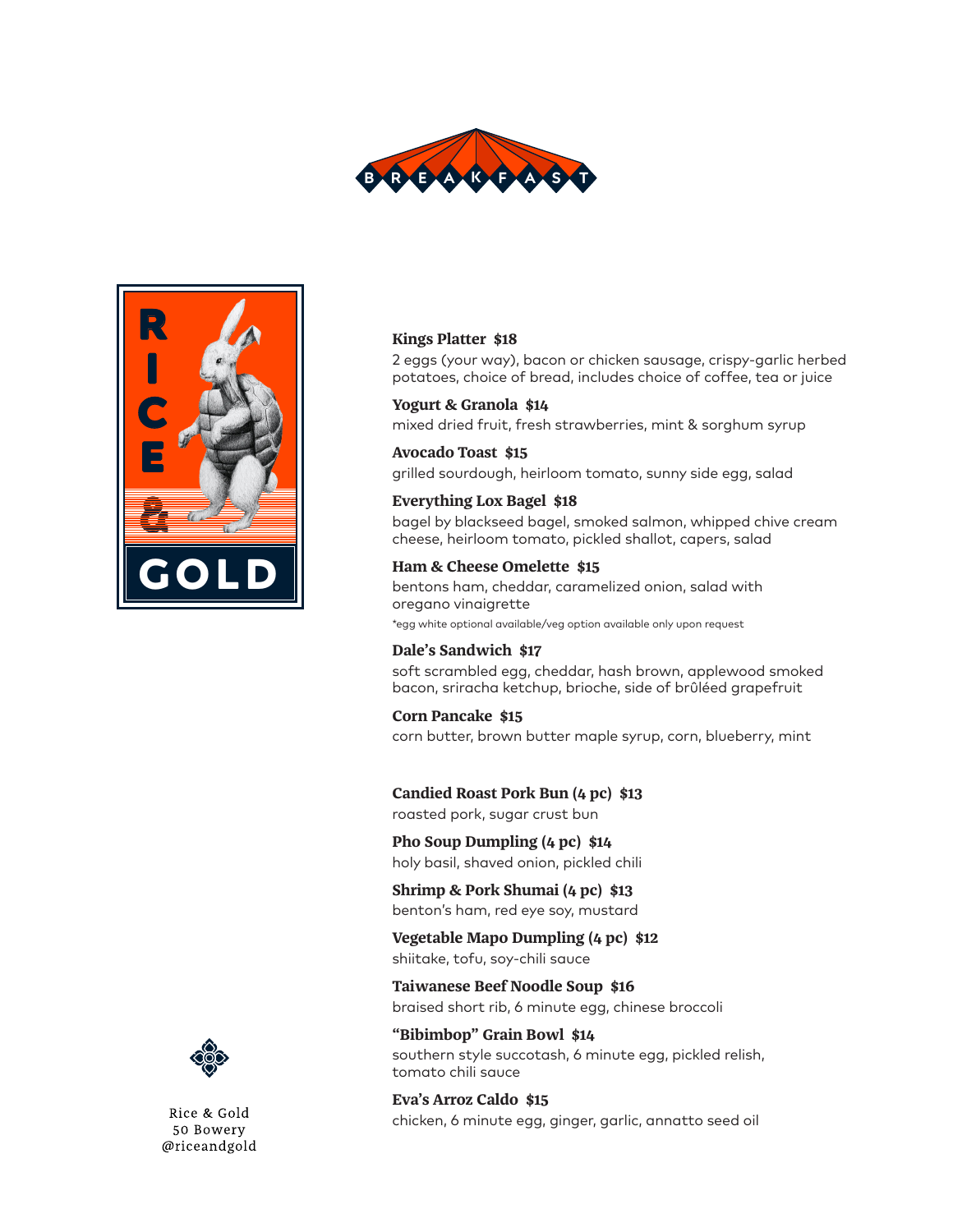# BREAKFAST

RICE & GOLD

**Kings Platter $18**
2 eggs (your way), bacon or chicken sausage, crispy-garlic herbed potatoes, choice of bread, includes choice of coffee, tea or juice

**Yogurt & Granola $14**
mixed dried fruit, fresh strawberries, mint & sorghum syrup

**Avocado Toast $15**
grilled sourdough, heirloom tomato, sunny side egg, salad

**Everything Lox Bagel $18**
bagel by blackseed bagel, smoked salmon, whipped chive cream cheese, heirloom tomato, pickled shallot, capers, salad

**Ham & Cheese Omelette $15**
bentons ham, cheddar, caramelized onion, salad with oregano vinaigrette
*egg white optional available/veg option available only upon request

**Dale's Sandwich $17**
soft scrambled egg, cheddar, hash brown, applewood smoked bacon, sriracha ketchup, brioche, side of brûléed grapefruit

**Corn Pancake $15**
corn butter, brown butter maple syrup, corn, blueberry, mint

**Candied Roast Pork Bun (4 pc) $13**
roasted pork, sugar crust bun

**Pho Soup Dumpling (4 pc) $14**
holy basil, shaved onion, pickled chili

**Shrimp & Pork Shumai (4 pc) $13**
benton's ham, red eye soy, mustard

**Vegetable Mapo Dumpling (4 pc) $12**
shiitake, tofu, soy-chili sauce

**Taiwanese Beef Noodle Soup $16**
braised short rib, 6 minute egg, chinese broccoli

**"Bibimbop" Grain Bowl $14**
southern style succotash, 6 minute egg, pickled relish, tomato chili sauce

**Eva's Arroz Caldo $15**
chicken, 6 minute egg, ginger, garlic, annatto seed oil

Rice & Gold
50 Bowery
@riceandgold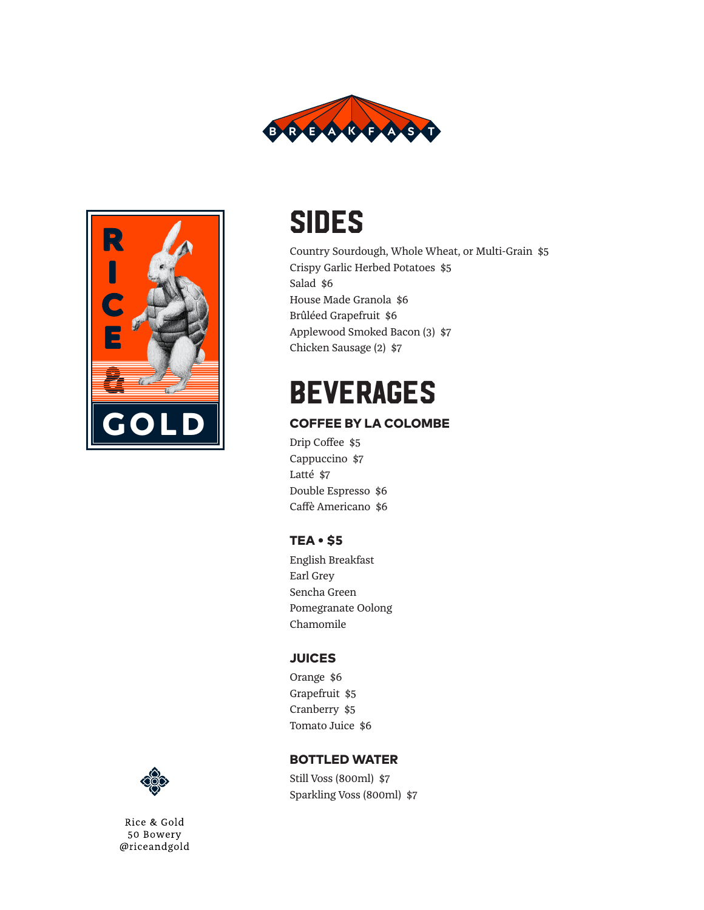# BREAKFAST

RICE & GOLD

## SIDES

Country Sourdough, Whole Wheat, or Multi-Grain  $5
Crispy Garlic Herbed Potatoes  $5
Salad  $6
House Made Granola  $6
Brûléed Grapefruit  $6
Applewood Smoked Bacon (3)  $7
Chicken Sausage (2)  $7

## BEVERAGES

### COFFEE BY LA COLOMBE

Drip Coffee  $5
Cappuccino  $7
Latté  $7
Double Espresso  $6
Caffè Americano  $6

### TEA • $5

English Breakfast
Earl Grey
Sencha Green
Pomegranate Oolong
Chamomile

### JUICES

Orange  $6
Grapefruit  $5
Cranberry  $5
Tomato Juice  $6

### BOTTLED WATER

Still Voss (800ml)  $7
Sparkling Voss (800ml)  $7

Rice & Gold
50 Bowery
@riceandgold